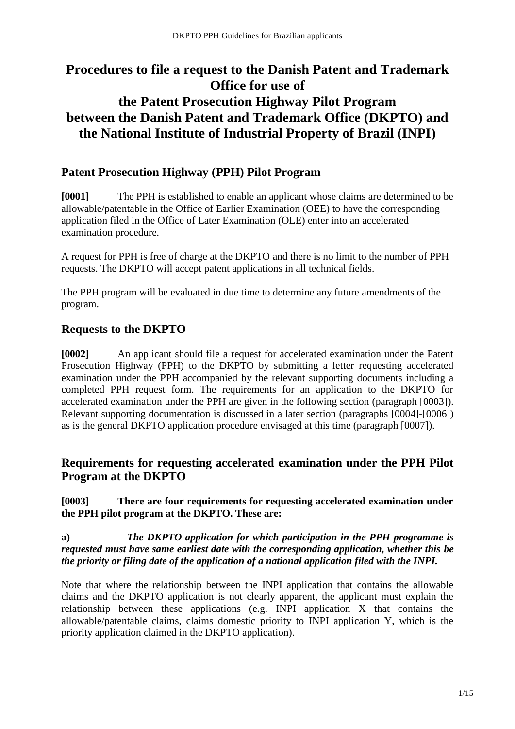# Procedures to file a request to the Danish Patent and Trademark Office for use of the Patent Prosecution Highway Pilot Program between the Danish Patent and Trademark Office (DKPTO) and the National Institute of Industrial Property of Brazil (INPI)

## Patent Prosecution Highway (PPH) Pilot Program

**[0001]** The PPH is established to enable an applicant whose claims are determined to be allowable/patentable in the Office of Earlier Examination (OEE) to have the corresponding application filed in the Office of Later Examination (OLE) enter into an accelerated examination procedure.

A request for PPH is free of charge at the DKPTO and there is no limit to the number of PPH requests. The DKPTO will accept patent applications in all technical fields.

The PPH program will be evaluated in due time to determine any future amendments of the program.

## Requests to the DKPTO

**[0002]** An applicant should file a request for accelerated examination under the Patent Prosecution Highway (PPH) to the DKPTO by submitting a letter requesting accelerated examination under the PPH accompanied by the relevant supporting documents including a completed PPH request form. The requirements for an application to the DKPTO for accelerated examination under the PPH are given in the following section (paragraph [0003]). Relevant supporting documentation is discussed in a later section (paragraphs [0004]-[0006]) as is the general DKPTO application procedure envisaged at this time (paragraph [0007]).

## Requirements for requesting accelerated examination under the PPH Pilot Program at the DKPTO

**[0003] There are four requirements for requesting accelerated examination under the PPH pilot program at the DKPTO. These are:**

**a)** ***The DKPTO application for which participation in the PPH programme is requested must have same earliest date with the corresponding application, whether this be the priority or filing date of the application of a national application filed with the INPI.***

Note that where the relationship between the INPI application that contains the allowable claims and the DKPTO application is not clearly apparent, the applicant must explain the relationship between these applications (e.g. INPI application X that contains the allowable/patentable claims, claims domestic priority to INPI application Y, which is the priority application claimed in the DKPTO application).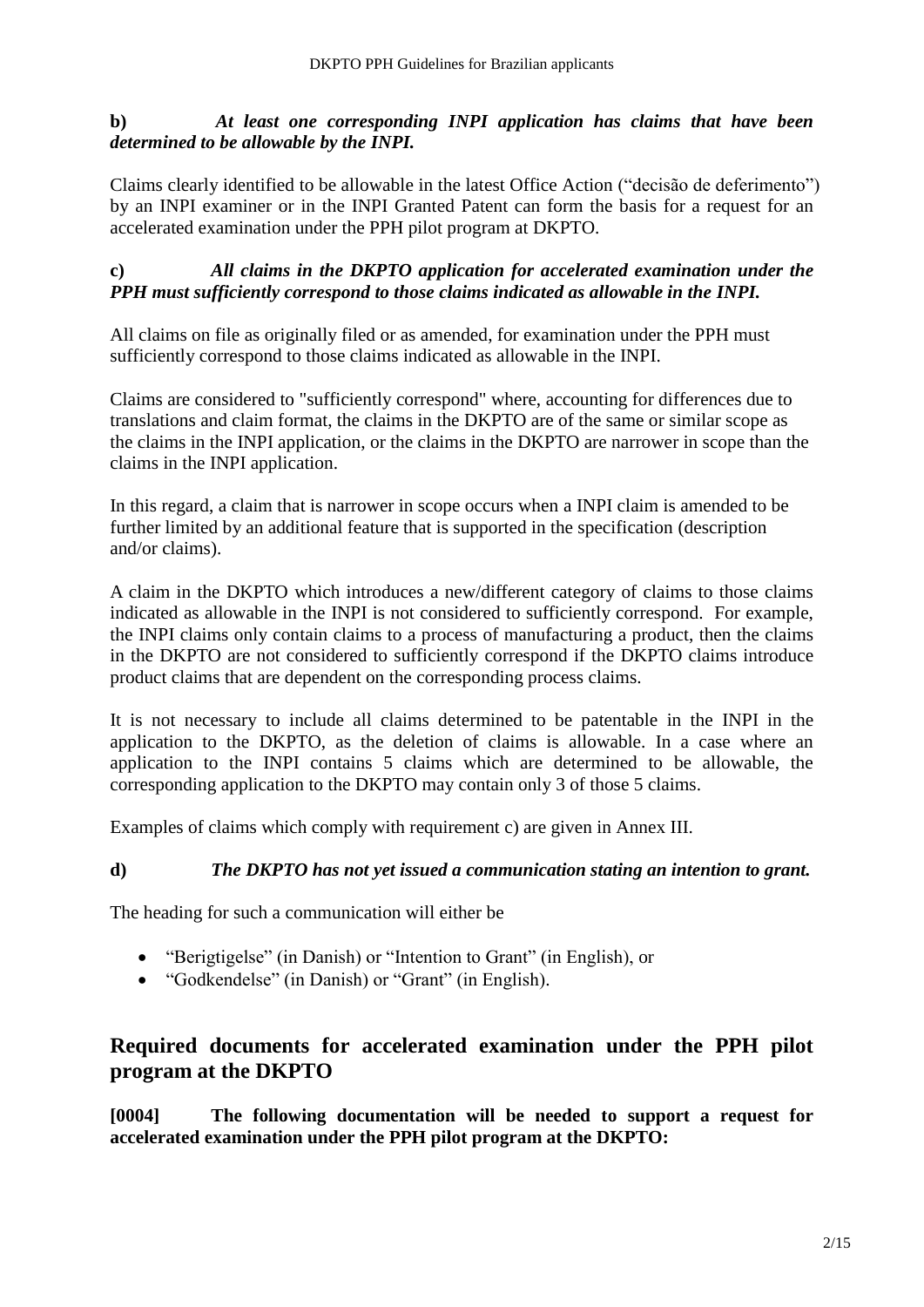**b) *At least one corresponding INPI application has claims that have been determined to be allowable by the INPI.***

Claims clearly identified to be allowable in the latest Office Action ("decisão de deferimento") by an INPI examiner or in the INPI Granted Patent can form the basis for a request for an accelerated examination under the PPH pilot program at DKPTO.

**c) *All claims in the DKPTO application for accelerated examination under the PPH must sufficiently correspond to those claims indicated as allowable in the INPI.***

All claims on file as originally filed or as amended, for examination under the PPH must sufficiently correspond to those claims indicated as allowable in the INPI.

Claims are considered to "sufficiently correspond" where, accounting for differences due to translations and claim format, the claims in the DKPTO are of the same or similar scope as the claims in the INPI application, or the claims in the DKPTO are narrower in scope than the claims in the INPI application.

In this regard, a claim that is narrower in scope occurs when a INPI claim is amended to be further limited by an additional feature that is supported in the specification (description and/or claims).

A claim in the DKPTO which introduces a new/different category of claims to those claims indicated as allowable in the INPI is not considered to sufficiently correspond. For example, the INPI claims only contain claims to a process of manufacturing a product, then the claims in the DKPTO are not considered to sufficiently correspond if the DKPTO claims introduce product claims that are dependent on the corresponding process claims.

It is not necessary to include all claims determined to be patentable in the INPI in the application to the DKPTO, as the deletion of claims is allowable. In a case where an application to the INPI contains 5 claims which are determined to be allowable, the corresponding application to the DKPTO may contain only 3 of those 5 claims.

Examples of claims which comply with requirement c) are given in Annex III.

**d) *The DKPTO has not yet issued a communication stating an intention to grant.***

The heading for such a communication will either be

- "Berigtigelse" (in Danish) or "Intention to Grant" (in English), or
- "Godkendelse" (in Danish) or "Grant" (in English).

## Required documents for accelerated examination under the PPH pilot program at the DKPTO

**[0004] The following documentation will be needed to support a request for accelerated examination under the PPH pilot program at the DKPTO:**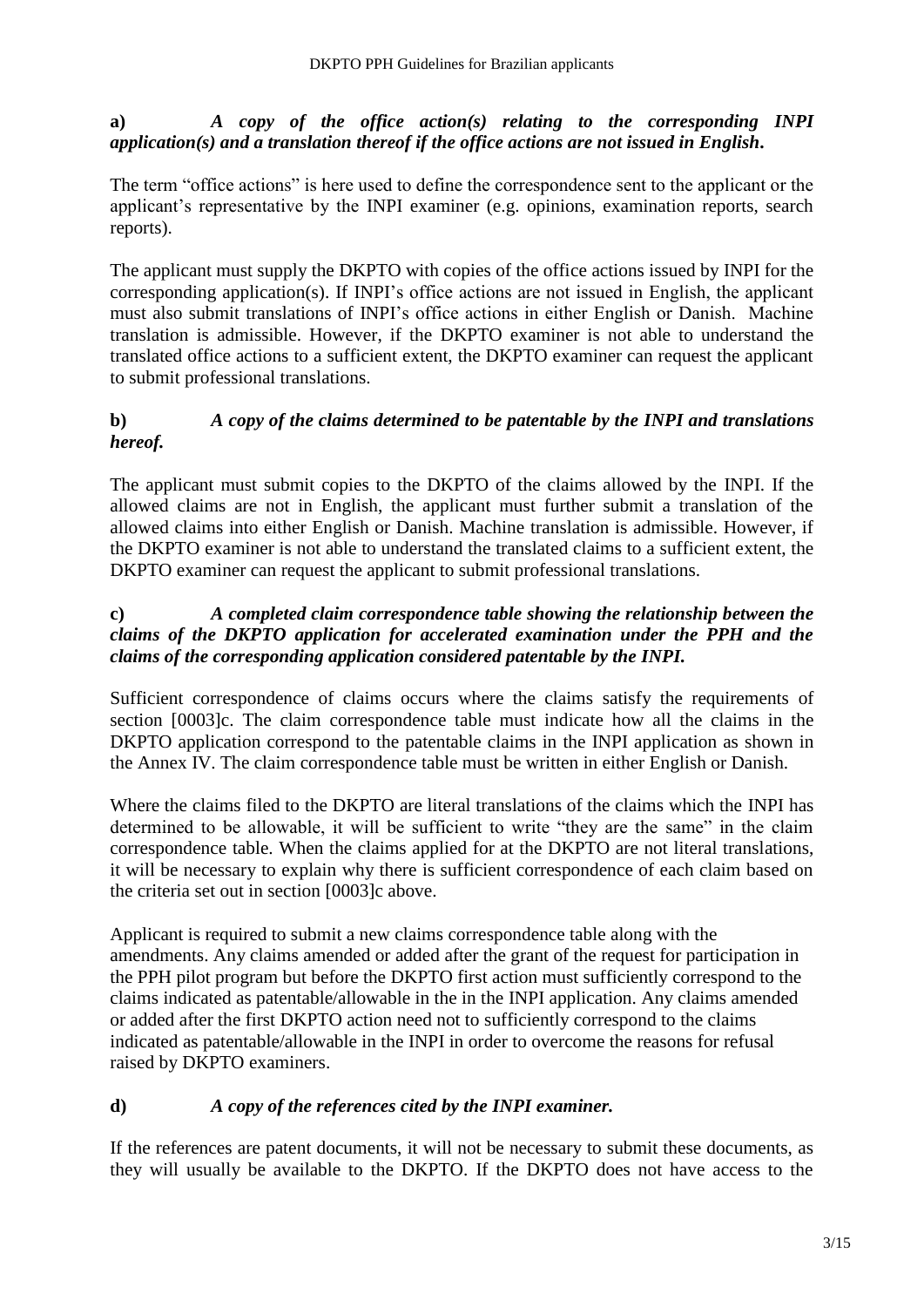**a)** ***A copy of the office action(s) relating to the corresponding INPI application(s) and a translation thereof if the office actions are not issued in English.***

The term "office actions" is here used to define the correspondence sent to the applicant or the applicant's representative by the INPI examiner (e.g. opinions, examination reports, search reports).

The applicant must supply the DKPTO with copies of the office actions issued by INPI for the corresponding application(s). If INPI's office actions are not issued in English, the applicant must also submit translations of INPI's office actions in either English or Danish. Machine translation is admissible. However, if the DKPTO examiner is not able to understand the translated office actions to a sufficient extent, the DKPTO examiner can request the applicant to submit professional translations.

**b)** ***A copy of the claims determined to be patentable by the INPI and translations hereof.***

The applicant must submit copies to the DKPTO of the claims allowed by the INPI. If the allowed claims are not in English, the applicant must further submit a translation of the allowed claims into either English or Danish. Machine translation is admissible. However, if the DKPTO examiner is not able to understand the translated claims to a sufficient extent, the DKPTO examiner can request the applicant to submit professional translations.

**c)** ***A completed claim correspondence table showing the relationship between the claims of the DKPTO application for accelerated examination under the PPH and the claims of the corresponding application considered patentable by the INPI.***

Sufficient correspondence of claims occurs where the claims satisfy the requirements of section [0003]c. The claim correspondence table must indicate how all the claims in the DKPTO application correspond to the patentable claims in the INPI application as shown in the Annex IV. The claim correspondence table must be written in either English or Danish.

Where the claims filed to the DKPTO are literal translations of the claims which the INPI has determined to be allowable, it will be sufficient to write "they are the same" in the claim correspondence table. When the claims applied for at the DKPTO are not literal translations, it will be necessary to explain why there is sufficient correspondence of each claim based on the criteria set out in section [0003]c above.

Applicant is required to submit a new claims correspondence table along with the amendments. Any claims amended or added after the grant of the request for participation in the PPH pilot program but before the DKPTO first action must sufficiently correspond to the claims indicated as patentable/allowable in the in the INPI application. Any claims amended or added after the first DKPTO action need not to sufficiently correspond to the claims indicated as patentable/allowable in the INPI in order to overcome the reasons for refusal raised by DKPTO examiners.

**d)** ***A copy of the references cited by the INPI examiner.***

If the references are patent documents, it will not be necessary to submit these documents, as they will usually be available to the DKPTO. If the DKPTO does not have access to the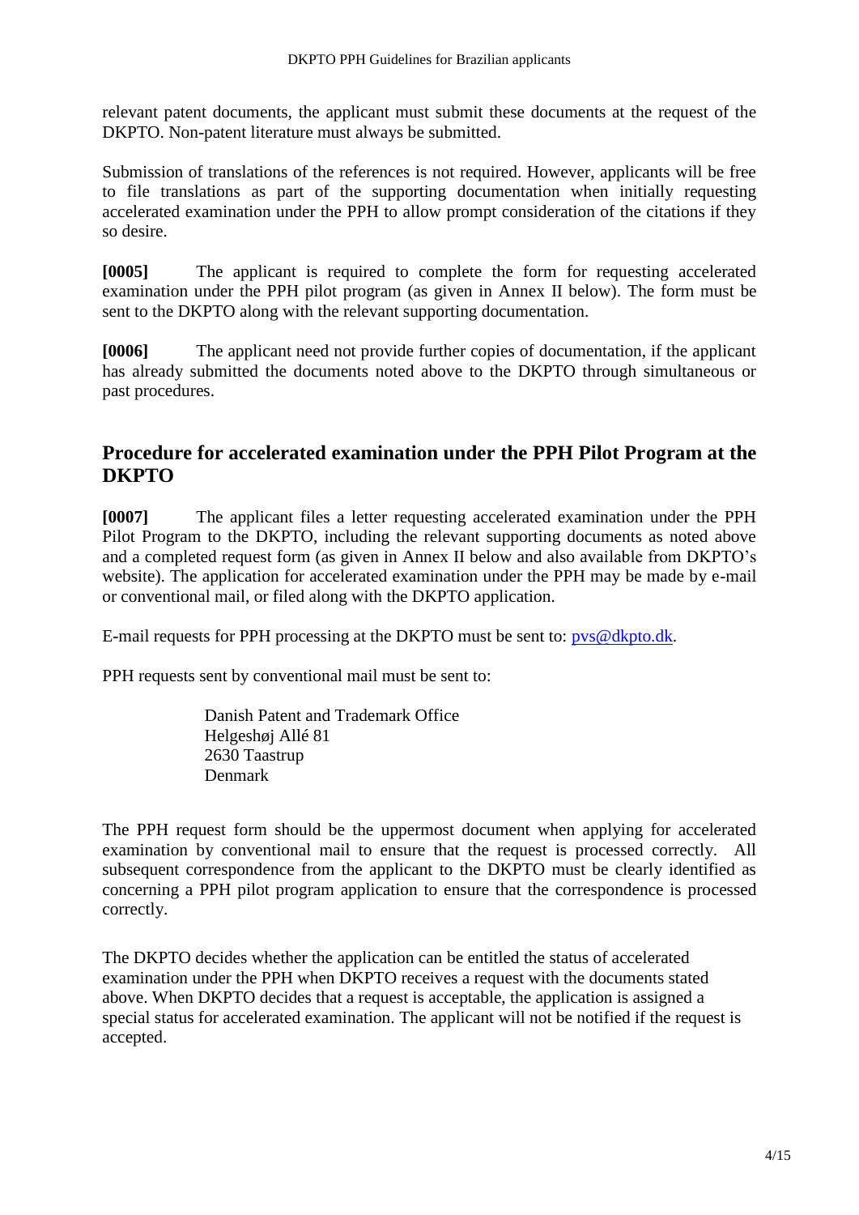relevant patent documents, the applicant must submit these documents at the request of the DKPTO. Non-patent literature must always be submitted.

Submission of translations of the references is not required. However, applicants will be free to file translations as part of the supporting documentation when initially requesting accelerated examination under the PPH to allow prompt consideration of the citations if they so desire.

**[0005]** The applicant is required to complete the form for requesting accelerated examination under the PPH pilot program (as given in Annex II below). The form must be sent to the DKPTO along with the relevant supporting documentation.

**[0006]** The applicant need not provide further copies of documentation, if the applicant has already submitted the documents noted above to the DKPTO through simultaneous or past procedures.

## Procedure for accelerated examination under the PPH Pilot Program at the DKPTO

**[0007]** The applicant files a letter requesting accelerated examination under the PPH Pilot Program to the DKPTO, including the relevant supporting documents as noted above and a completed request form (as given in Annex II below and also available from DKPTO's website). The application for accelerated examination under the PPH may be made by e-mail or conventional mail, or filed along with the DKPTO application.

E-mail requests for PPH processing at the DKPTO must be sent to: pvs@dkpto.dk.

PPH requests sent by conventional mail must be sent to:

Danish Patent and Trademark Office
Helgeshøj Allé 81
2630 Taastrup
Denmark

The PPH request form should be the uppermost document when applying for accelerated examination by conventional mail to ensure that the request is processed correctly. All subsequent correspondence from the applicant to the DKPTO must be clearly identified as concerning a PPH pilot program application to ensure that the correspondence is processed correctly.

The DKPTO decides whether the application can be entitled the status of accelerated examination under the PPH when DKPTO receives a request with the documents stated above. When DKPTO decides that a request is acceptable, the application is assigned a special status for accelerated examination. The applicant will not be notified if the request is accepted.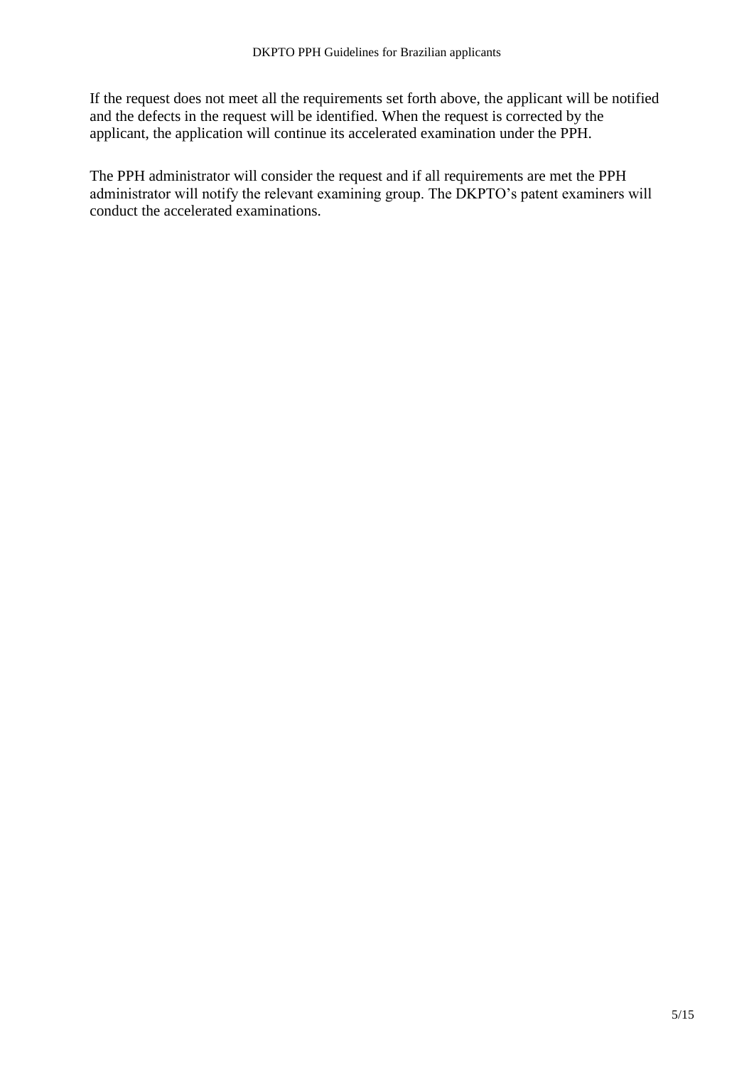If the request does not meet all the requirements set forth above, the applicant will be notified and the defects in the request will be identified. When the request is corrected by the applicant, the application will continue its accelerated examination under the PPH.

The PPH administrator will consider the request and if all requirements are met the PPH administrator will notify the relevant examining group. The DKPTO's patent examiners will conduct the accelerated examinations.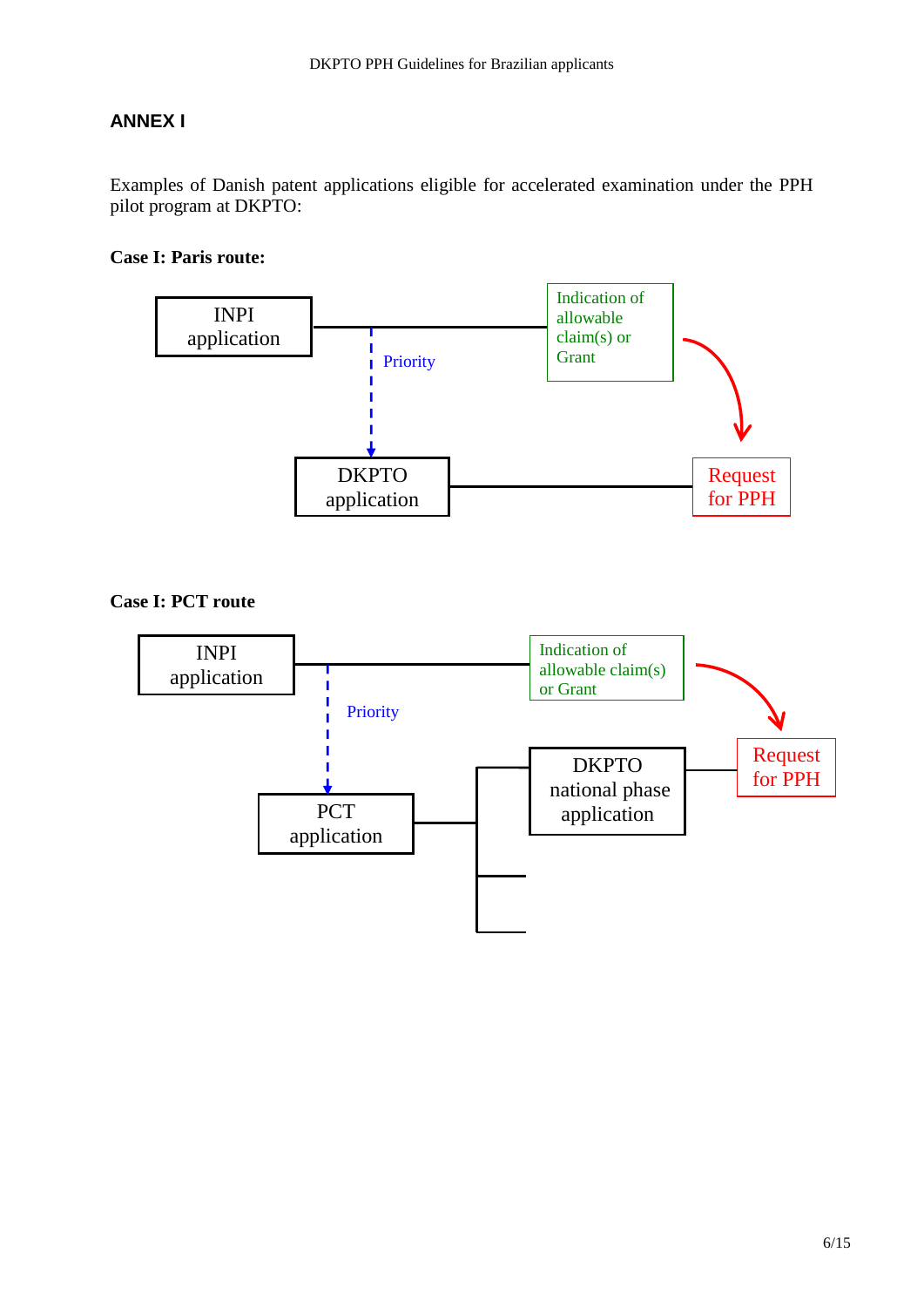## ANNEX I

Examples of Danish patent applications eligible for accelerated examination under the PPH pilot program at DKPTO:

**Case I: Paris route:**

INPI application

Priority

Indication of allowable claim(s) or Grant

DKPTO application

Request for PPH

**Case I: PCT route**

INPI application

Priority

Indication of allowable claim(s) or Grant

PCT application

DKPTO national phase application

Request for PPH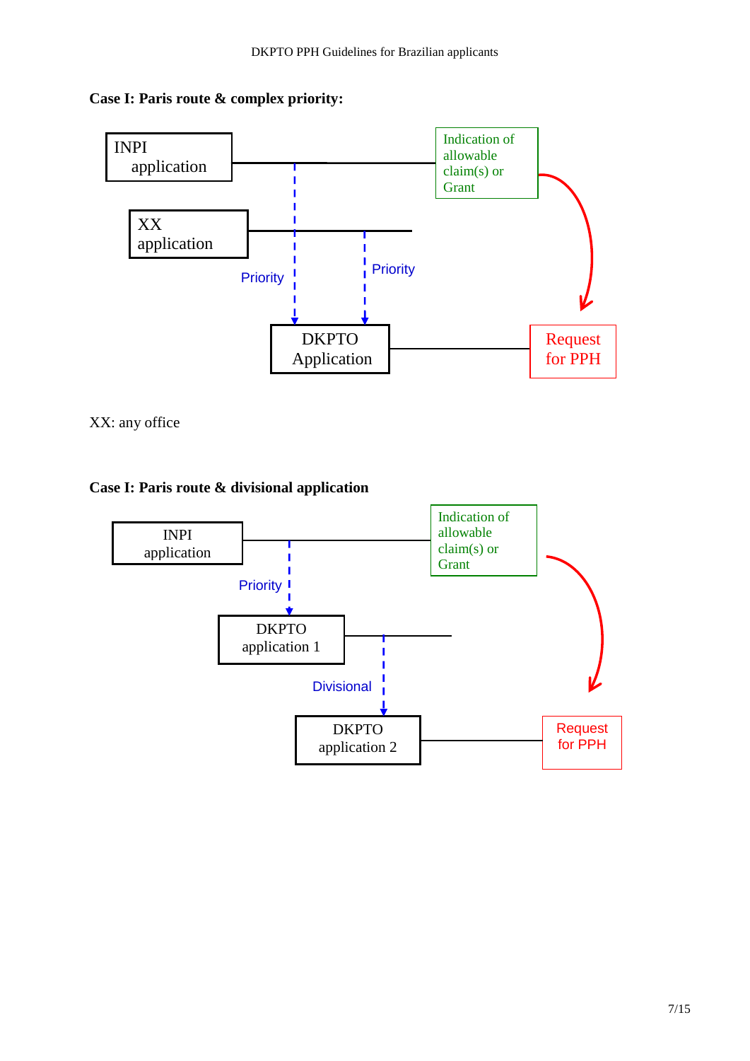**Case I: Paris route & complex priority:**

INPI application

XX application

Indication of allowable claim(s) or Grant

Priority

Priority

DKPTO Application

Request for PPH

XX: any office

**Case I: Paris route & divisional application**

INPI application

Indication of allowable claim(s) or Grant

Priority

DKPTO application 1

Divisional

DKPTO application 2

Request for PPH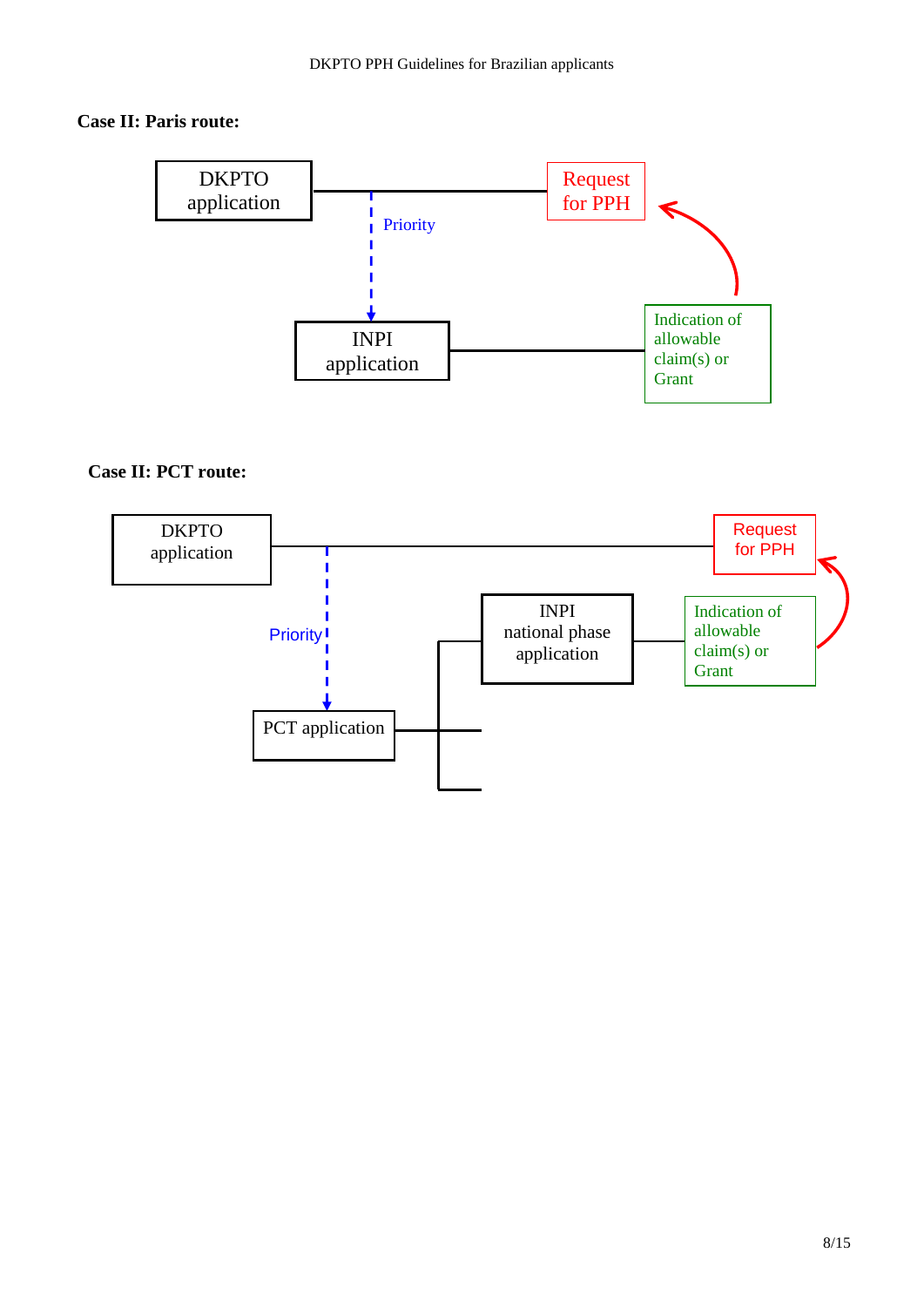**Case II: Paris route:**

DKPTO application

Priority

Request for PPH

INPI application

Indication of allowable claim(s) or Grant

**Case II: PCT route:**

DKPTO application

Request for PPH

Priority

INPI national phase application

Indication of allowable claim(s) or Grant

PCT application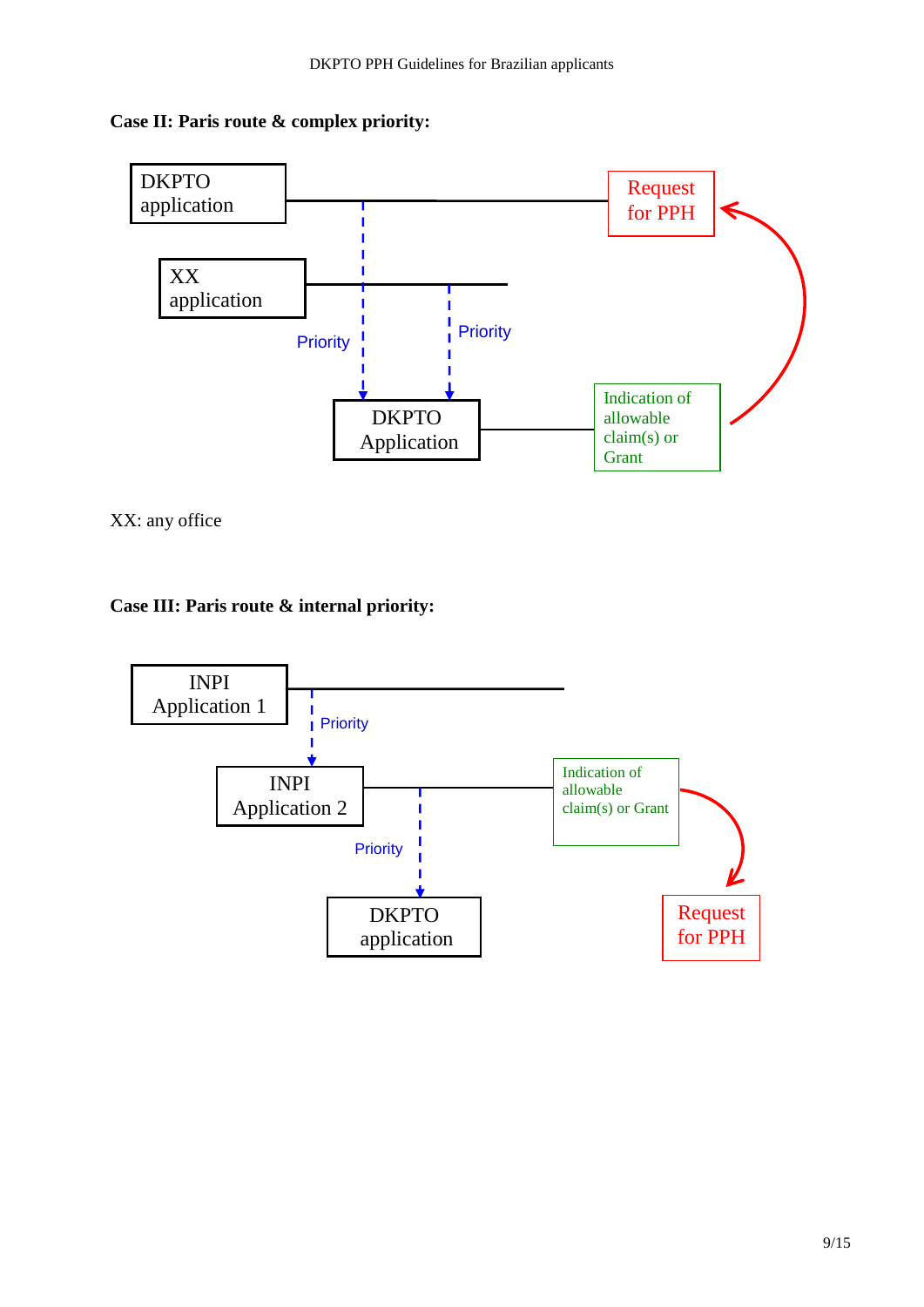**Case II: Paris route & complex priority:**

DKPTO application

XX application

Priority

Priority

DKPTO Application

Indication of allowable claim(s) or Grant

Request for PPH

XX: any office

**Case III: Paris route & internal priority:**

INPI Application 1

Priority

INPI Application 2

Priority

DKPTO application

Indication of allowable claim(s) or Grant

Request for PPH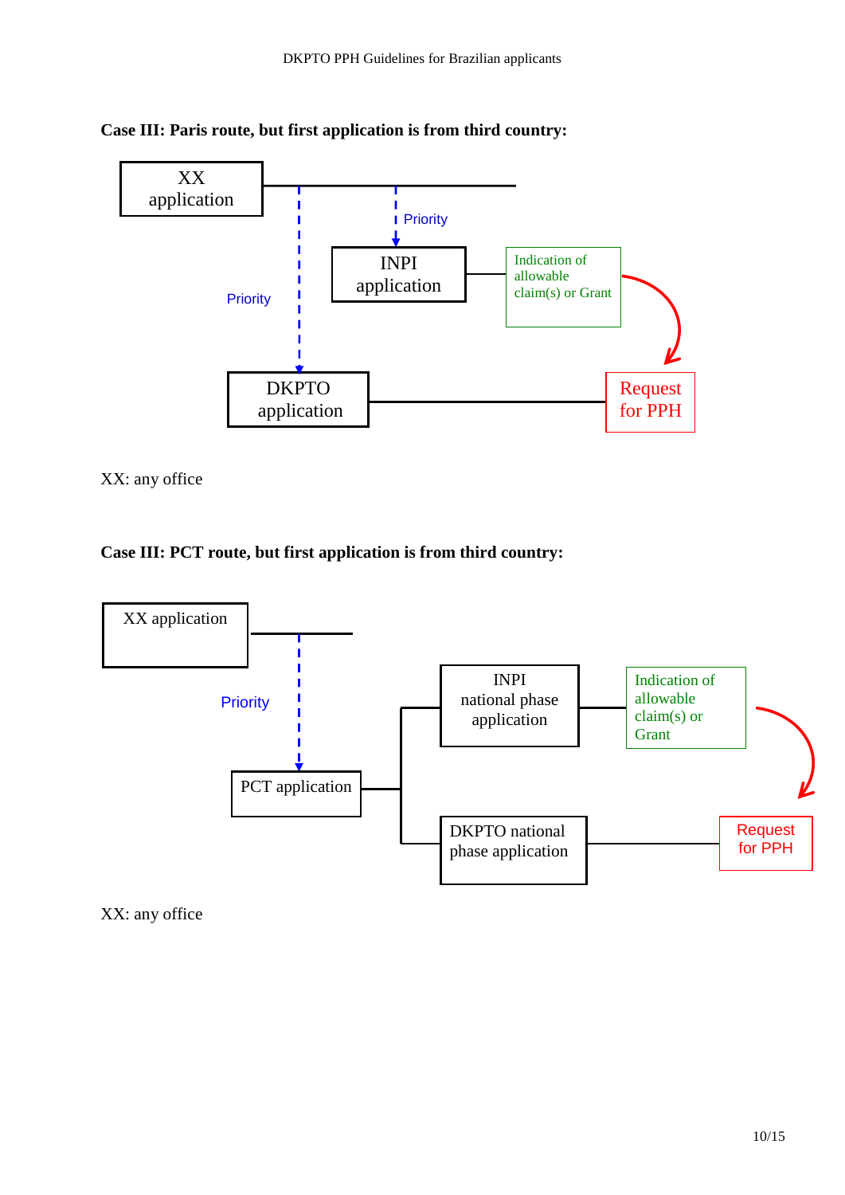**Case III: Paris route, but first application is from third country:**

XX application

Priority

INPI application

Indication of allowable claim(s) or Grant

Priority

DKPTO application

Request for PPH

XX: any office

**Case III: PCT route, but first application is from third country:**

XX application

Priority

PCT application

INPI national phase application

Indication of allowable claim(s) or Grant

DKPTO national phase application

Request for PPH

XX: any office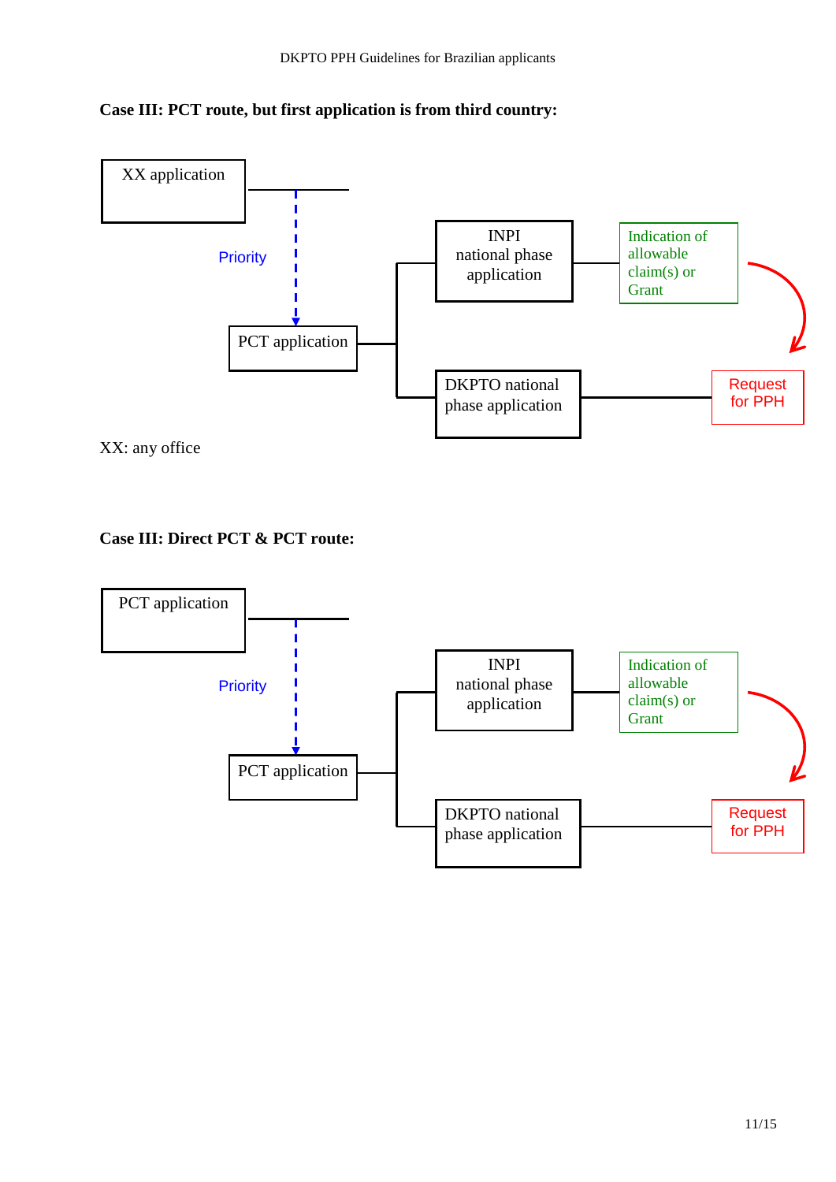**Case III: PCT route, but first application is from third country:**

XX application

Priority

PCT application

INPI national phase application

Indication of allowable claim(s) or Grant

DKPTO national phase application

Request for PPH

XX: any office

**Case III: Direct PCT & PCT route:**

PCT application

Priority

PCT application

INPI national phase application

Indication of allowable claim(s) or Grant

DKPTO national phase application

Request for PPH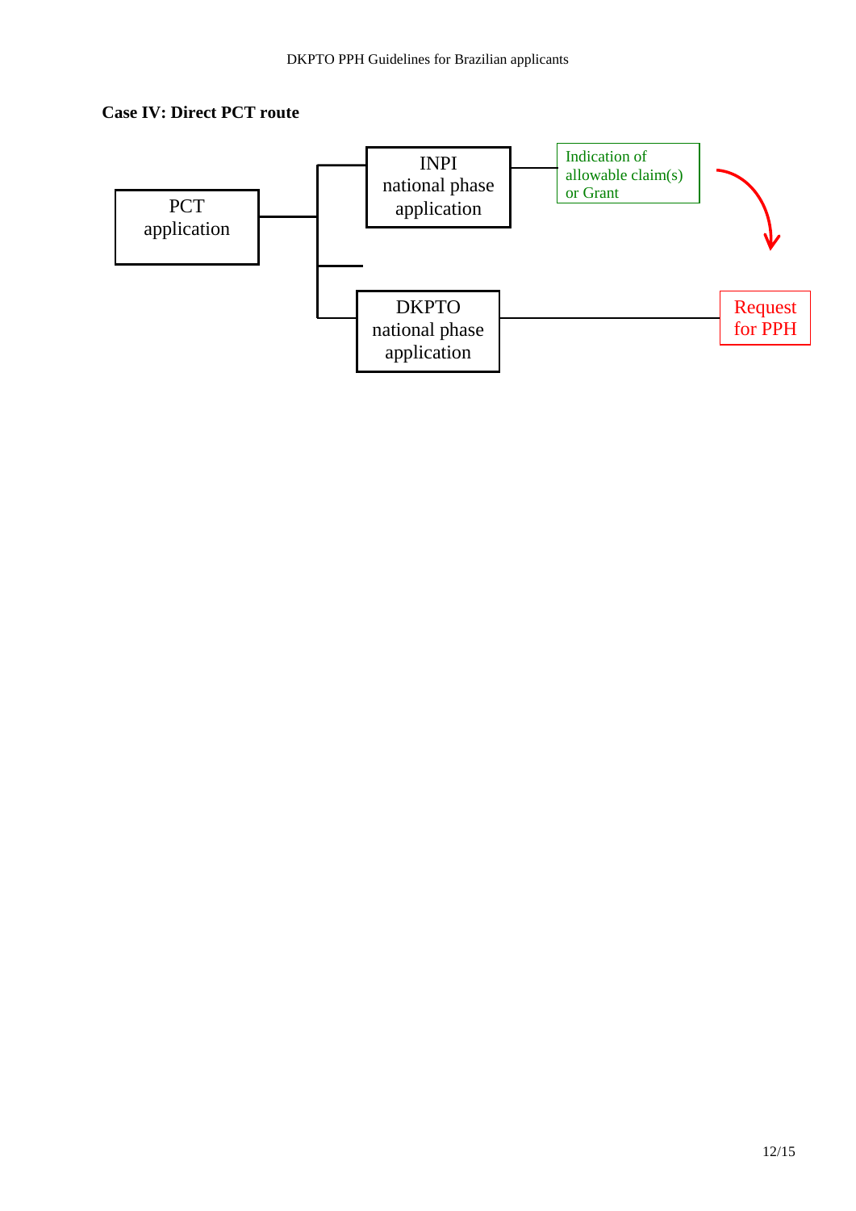**Case IV: Direct PCT route**

PCT application

INPI national phase application

Indication of allowable claim(s) or Grant

DKPTO national phase application

Request for PPH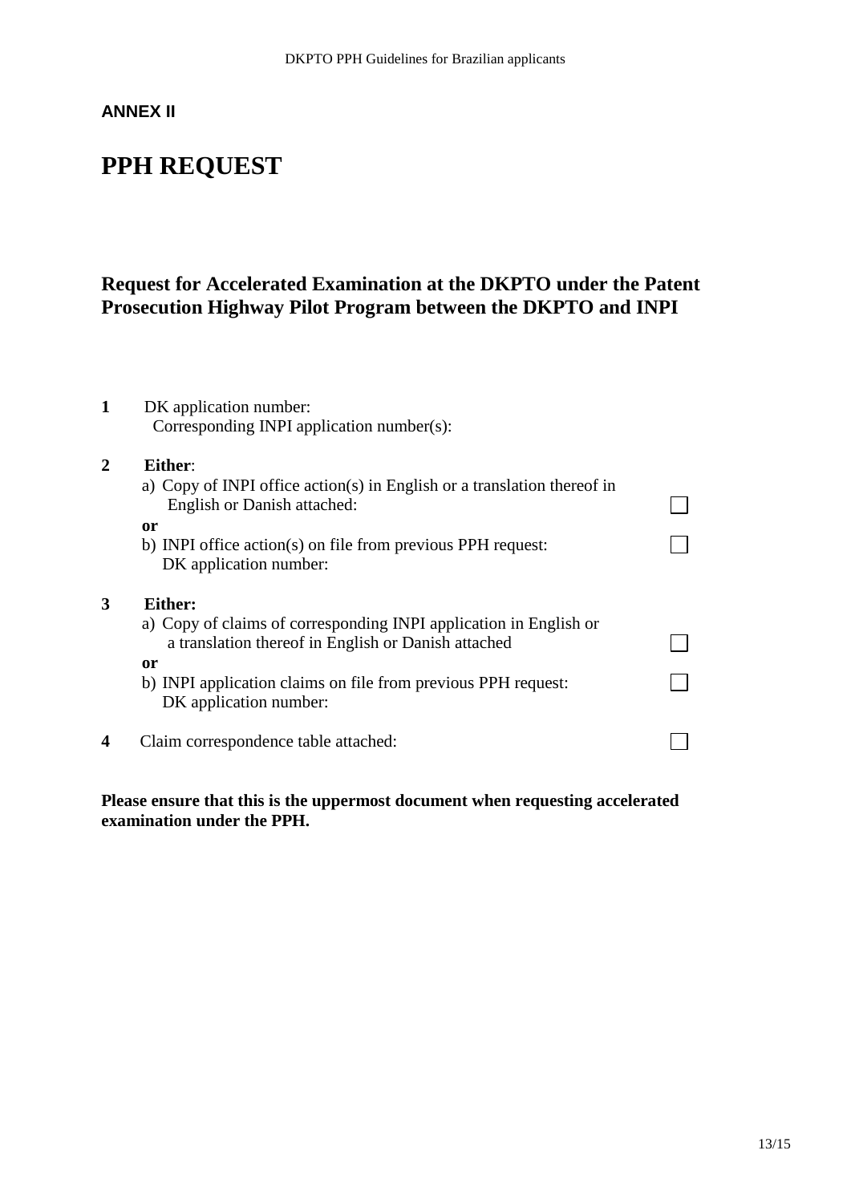**ANNEX II**

# PPH REQUEST

## Request for Accelerated Examination at the DKPTO under the Patent Prosecution Highway Pilot Program between the DKPTO and INPI

**1** DK application number:
Corresponding INPI application number(s):

**2** **Either**:
a) Copy of INPI office action(s) in English or a translation thereof in English or Danish attached: ☐
**or**
b) INPI office action(s) on file from previous PPH request: ☐
DK application number:

**3** **Either:**
a) Copy of claims of corresponding INPI application in English or a translation thereof in English or Danish attached ☐
**or**
b) INPI application claims on file from previous PPH request: ☐
DK application number:

**4** Claim correspondence table attached: ☐

**Please ensure that this is the uppermost document when requesting accelerated examination under the PPH.**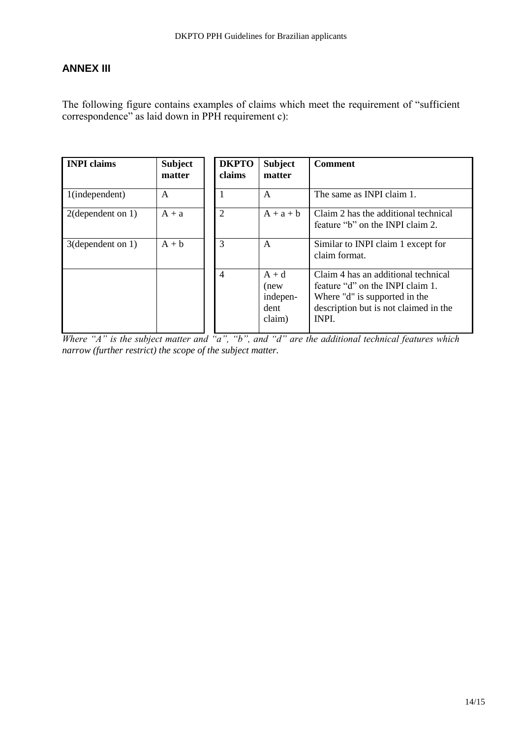## ANNEX III

The following figure contains examples of claims which meet the requirement of “sufficient correspondence” as laid down in PPH requirement c):

| INPI claims | Subject matter | DKPTO claims | Subject matter | Comment |
|---|---|---|---|---|
| 1(independent) | A | 1 | A | The same as INPI claim 1. |
| 2(dependent on 1) | A + a | 2 | A + a + b | Claim 2 has the additional technical feature “b” on the INPI claim 2. |
| 3(dependent on 1) | A + b | 3 | A | Similar to INPI claim 1 except for claim format. |
| | | 4 | A + d (new indepen-dent claim) | Claim 4 has an additional technical feature “d” on the INPI claim 1. Where "d" is supported in the description but is not claimed in the INPI. |

*Where “A” is the subject matter and “a”, “b”, and “d” are the additional technical features which narrow (further restrict) the scope of the subject matter.*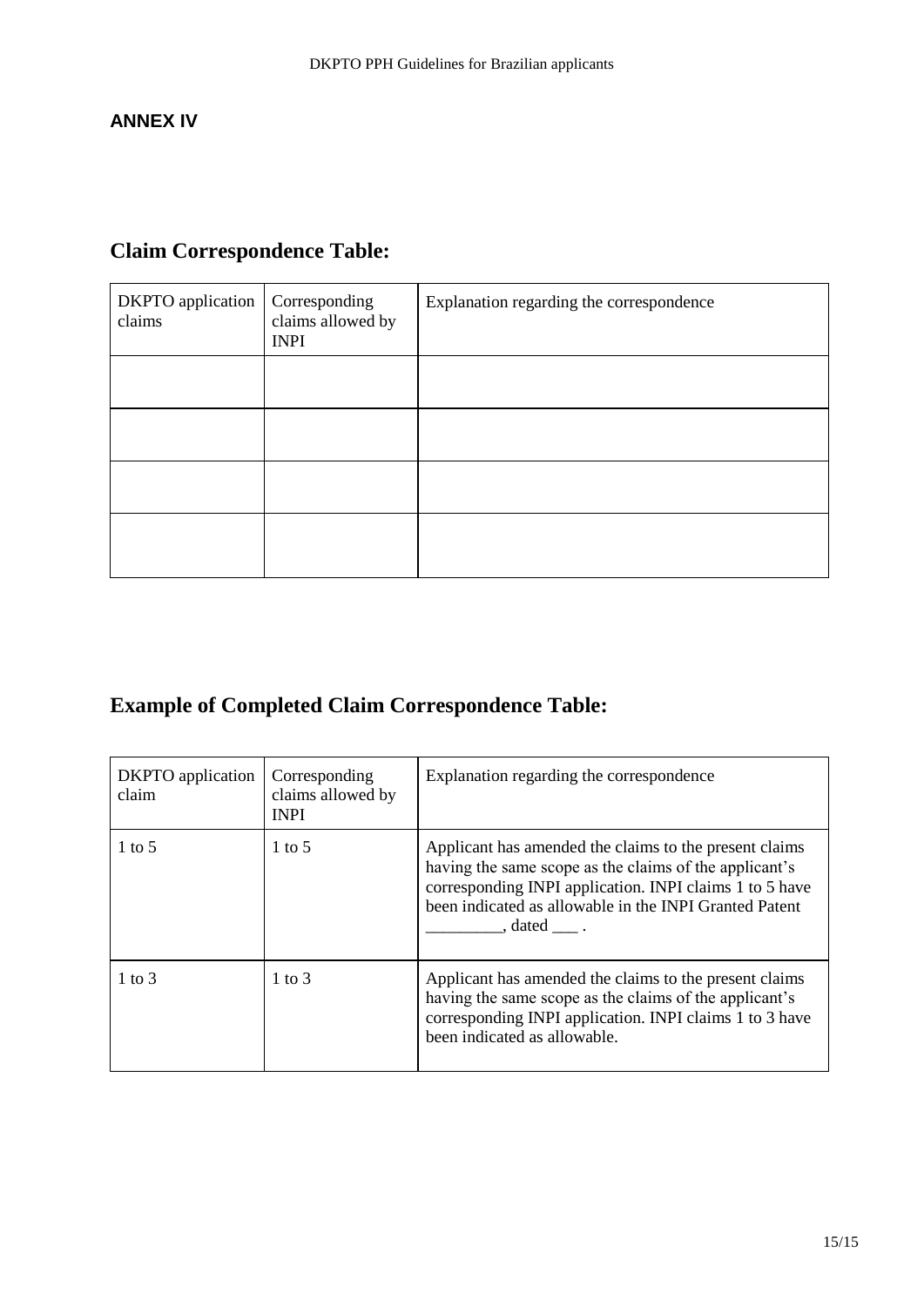**ANNEX IV**

## Claim Correspondence Table:

| DKPTO application claims | Corresponding claims allowed by INPI | Explanation regarding the correspondence |
| --- | --- | --- |
| | | |
| | | |
| | | |
| | | |

## Example of Completed Claim Correspondence Table:

| DKPTO application claim | Corresponding claims allowed by INPI | Explanation regarding the correspondence |
| --- | --- | --- |
| 1 to 5 | 1 to 5 | Applicant has amended the claims to the present claims having the same scope as the claims of the applicant's corresponding INPI application. INPI claims 1 to 5 have been indicated as allowable in the INPI Granted Patent _________, dated ___ . |
| 1 to 3 | 1 to 3 | Applicant has amended the claims to the present claims having the same scope as the claims of the applicant's corresponding INPI application. INPI claims 1 to 3 have been indicated as allowable. |